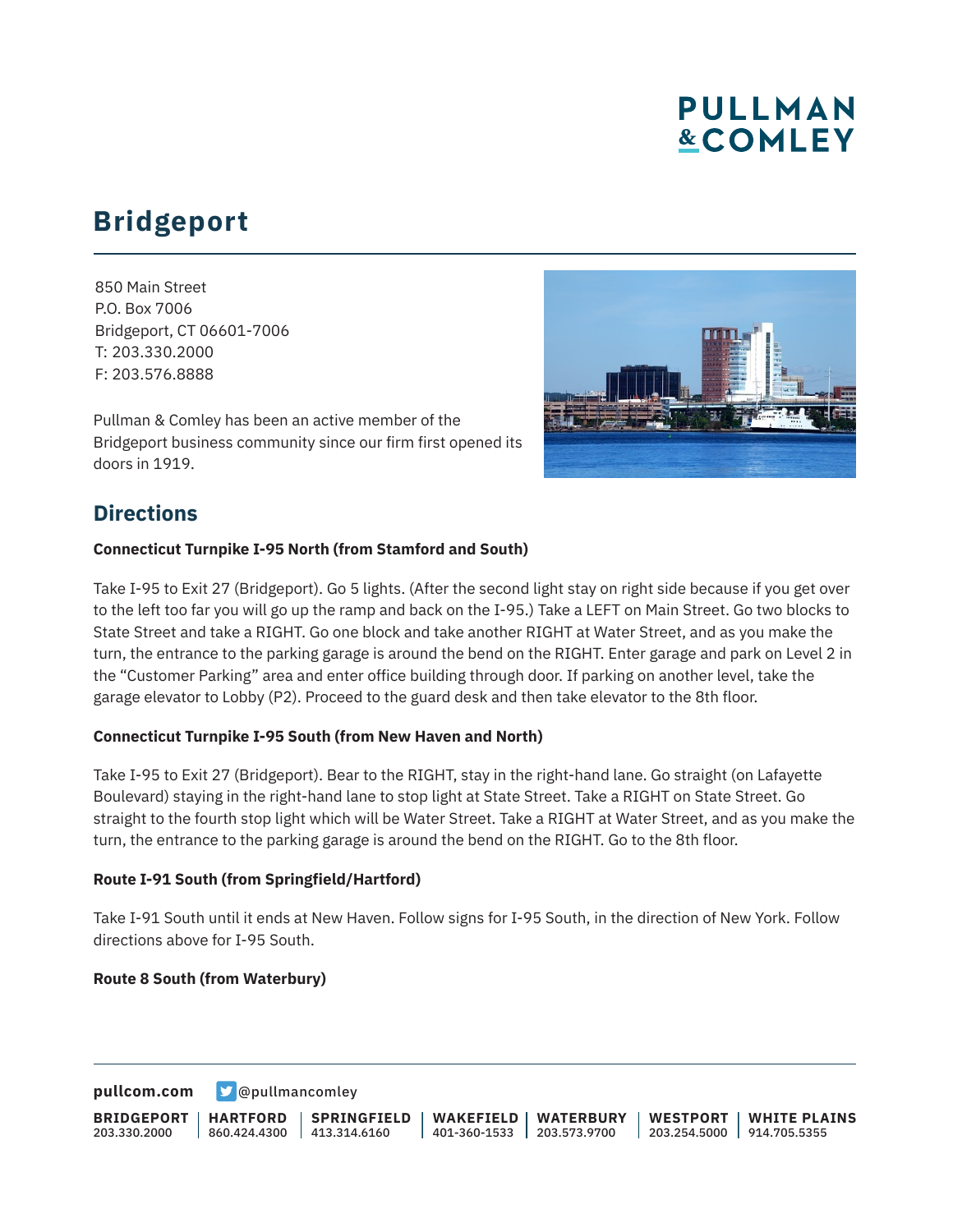# PULLMAN & COMLEY

## Bridgeport

850 Main Street
P.O. Box 7006
Bridgeport, CT 06601-7006
T: 203.330.2000
F: 203.576.8888

Pullman & Comley has been an active member of the Bridgeport business community since our firm first opened its doors in 1919.

## Directions

**Connecticut Turnpike I-95 North (from Stamford and South)**

Take I-95 to Exit 27 (Bridgeport). Go 5 lights. (After the second light stay on right side because if you get over to the left too far you will go up the ramp and back on the I-95.) Take a LEFT on Main Street. Go two blocks to State Street and take a RIGHT. Go one block and take another RIGHT at Water Street, and as you make the turn, the entrance to the parking garage is around the bend on the RIGHT. Enter garage and park on Level 2 in the "Customer Parking" area and enter office building through door. If parking on another level, take the garage elevator to Lobby (P2). Proceed to the guard desk and then take elevator to the 8th floor.

**Connecticut Turnpike I-95 South (from New Haven and North)**

Take I-95 to Exit 27 (Bridgeport). Bear to the RIGHT, stay in the right-hand lane. Go straight (on Lafayette Boulevard) staying in the right-hand lane to stop light at State Street. Take a RIGHT on State Street. Go straight to the fourth stop light which will be Water Street. Take a RIGHT at Water Street, and as you make the turn, the entrance to the parking garage is around the bend on the RIGHT. Go to the 8th floor.

**Route I-91 South (from Springfield/Hartford)**

Take I-91 South until it ends at New Haven. Follow signs for I-95 South, in the direction of New York. Follow directions above for I-95 South.

**Route 8 South (from Waterbury)**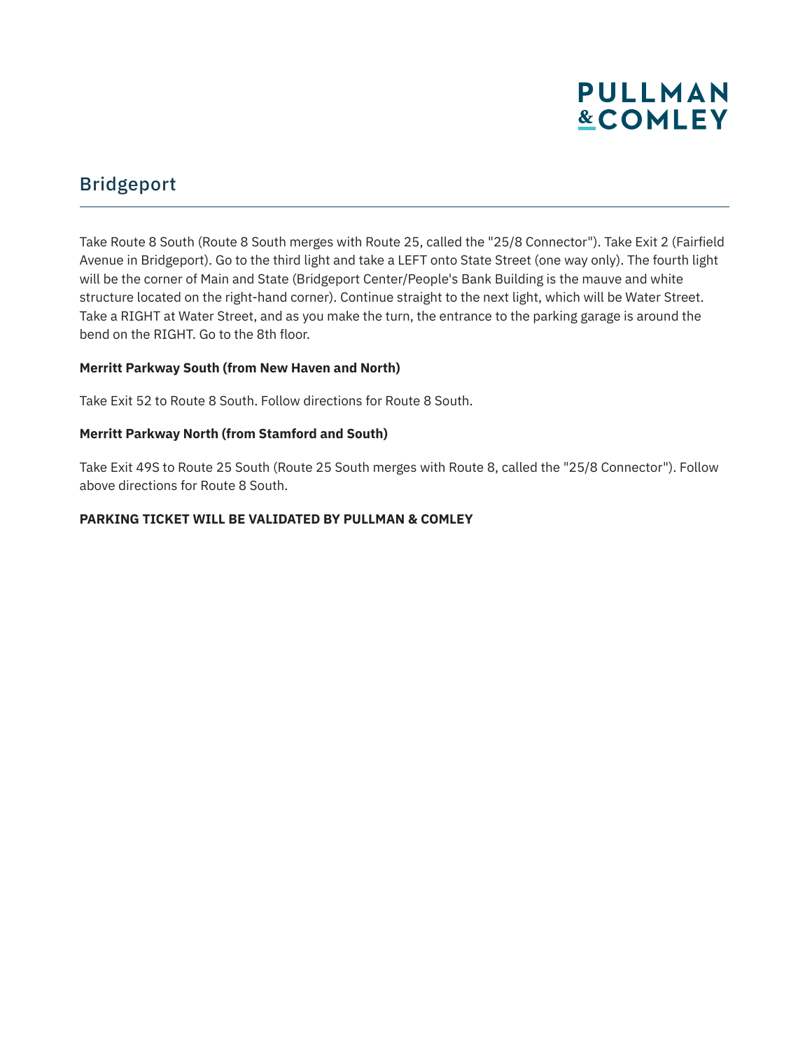# PULLMAN & COMLEY

## Bridgeport

Take Route 8 South (Route 8 South merges with Route 25, called the "25/8 Connector"). Take Exit 2 (Fairfield Avenue in Bridgeport). Go to the third light and take a LEFT onto State Street (one way only). The fourth light will be the corner of Main and State (Bridgeport Center/People's Bank Building is the mauve and white structure located on the right-hand corner). Continue straight to the next light, which will be Water Street. Take a RIGHT at Water Street, and as you make the turn, the entrance to the parking garage is around the bend on the RIGHT. Go to the 8th floor.

**Merritt Parkway South (from New Haven and North)**

Take Exit 52 to Route 8 South. Follow directions for Route 8 South.

**Merritt Parkway North (from Stamford and South)**

Take Exit 49S to Route 25 South (Route 25 South merges with Route 8, called the "25/8 Connector"). Follow above directions for Route 8 South.

**PARKING TICKET WILL BE VALIDATED BY PULLMAN & COMLEY**